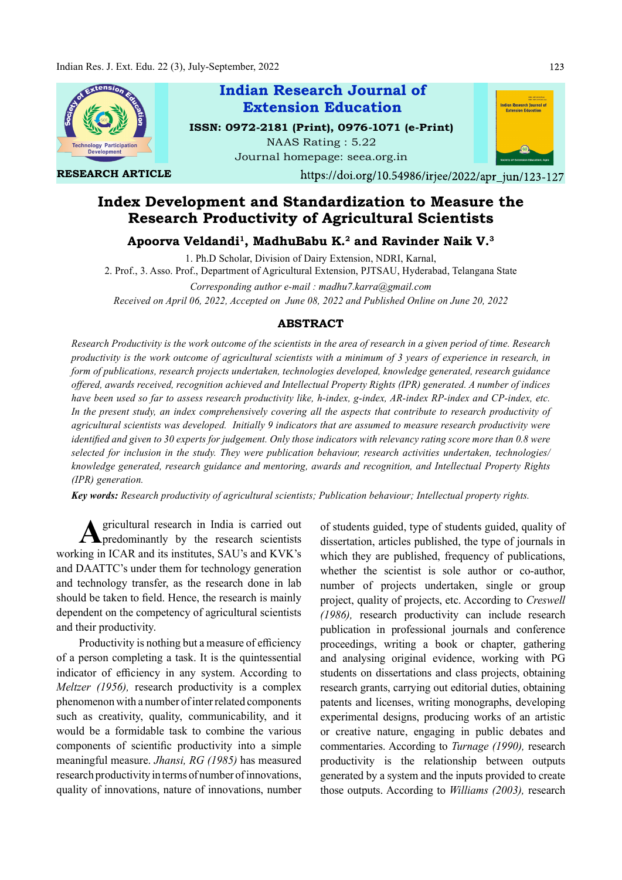Indian Research Journal of Extension Education

ISSN: 0972-2181 (Print), 0976-1071 (e-Print)

NAAS Rating : 5.22

Journal homepage: seea.org.in

RESEARCH ARTICLE

https://doi.org/10.54986/irjee/2022/apr_jun/123-127

# Index Development and Standardization to Measure the Research Productivity of Agricultural Scientists

**Apoorva Veldandi[1], MadhuBabu K.[2] and Ravinder Naik V.[3]**

1. Ph.D Scholar, Division of Dairy Extension, NDRI, Karnal,
2. Prof., 3. Asso. Prof., Department of Agricultural Extension, PJTSAU, Hyderabad, Telangana State

*Corresponding author e-mail : madhu7.karra@gmail.com*

*Received on April 06, 2022, Accepted on June 08, 2022 and Published Online on June 20, 2022*

## ABSTRACT

*Research Productivity is the work outcome of the scientists in the area of research in a given period of time. Research productivity is the work outcome of agricultural scientists with a minimum of 3 years of experience in research, in form of publications, research projects undertaken, technologies developed, knowledge generated, research guidance offered, awards received, recognition achieved and Intellectual Property Rights (IPR) generated. A number of indices have been used so far to assess research productivity like, h-index, g-index, AR-index RP-index and CP-index, etc. In the present study, an index comprehensively covering all the aspects that contribute to research productivity of agricultural scientists was developed. Initially 9 indicators that are assumed to measure research productivity were identified and given to 30 experts for judgement. Only those indicators with relevancy rating score more than 0.8 were selected for inclusion in the study. They were publication behaviour, research activities undertaken, technologies/ knowledge generated, research guidance and mentoring, awards and recognition, and Intellectual Property Rights (IPR) generation.*

**Key words:** *Research productivity of agricultural scientists; Publication behaviour; Intellectual property rights.*

Agricultural research in India is carried out predominantly by the research scientists working in ICAR and its institutes, SAU's and KVK's and DAATTC's under them for technology generation and technology transfer, as the research done in lab should be taken to field. Hence, the research is mainly dependent on the competency of agricultural scientists and their productivity.

Productivity is nothing but a measure of efficiency of a person completing a task. It is the quintessential indicator of efficiency in any system. According to *Meltzer (1956),* research productivity is a complex phenomenon with a number of inter related components such as creativity, quality, communicability, and it would be a formidable task to combine the various components of scientific productivity into a simple meaningful measure. *Jhansi, RG (1985)* has measured research productivity in terms of number of innovations, quality of innovations, nature of innovations, number of students guided, type of students guided, quality of dissertation, articles published, the type of journals in which they are published, frequency of publications, whether the scientist is sole author or co-author, number of projects undertaken, single or group project, quality of projects, etc. According to *Creswell (1986),* research productivity can include research publication in professional journals and conference proceedings, writing a book or chapter, gathering and analysing original evidence, working with PG students on dissertations and class projects, obtaining research grants, carrying out editorial duties, obtaining patents and licenses, writing monographs, developing experimental designs, producing works of an artistic or creative nature, engaging in public debates and commentaries. According to *Turnage (1990),* research productivity is the relationship between outputs generated by a system and the inputs provided to create those outputs. According to *Williams (2003),* research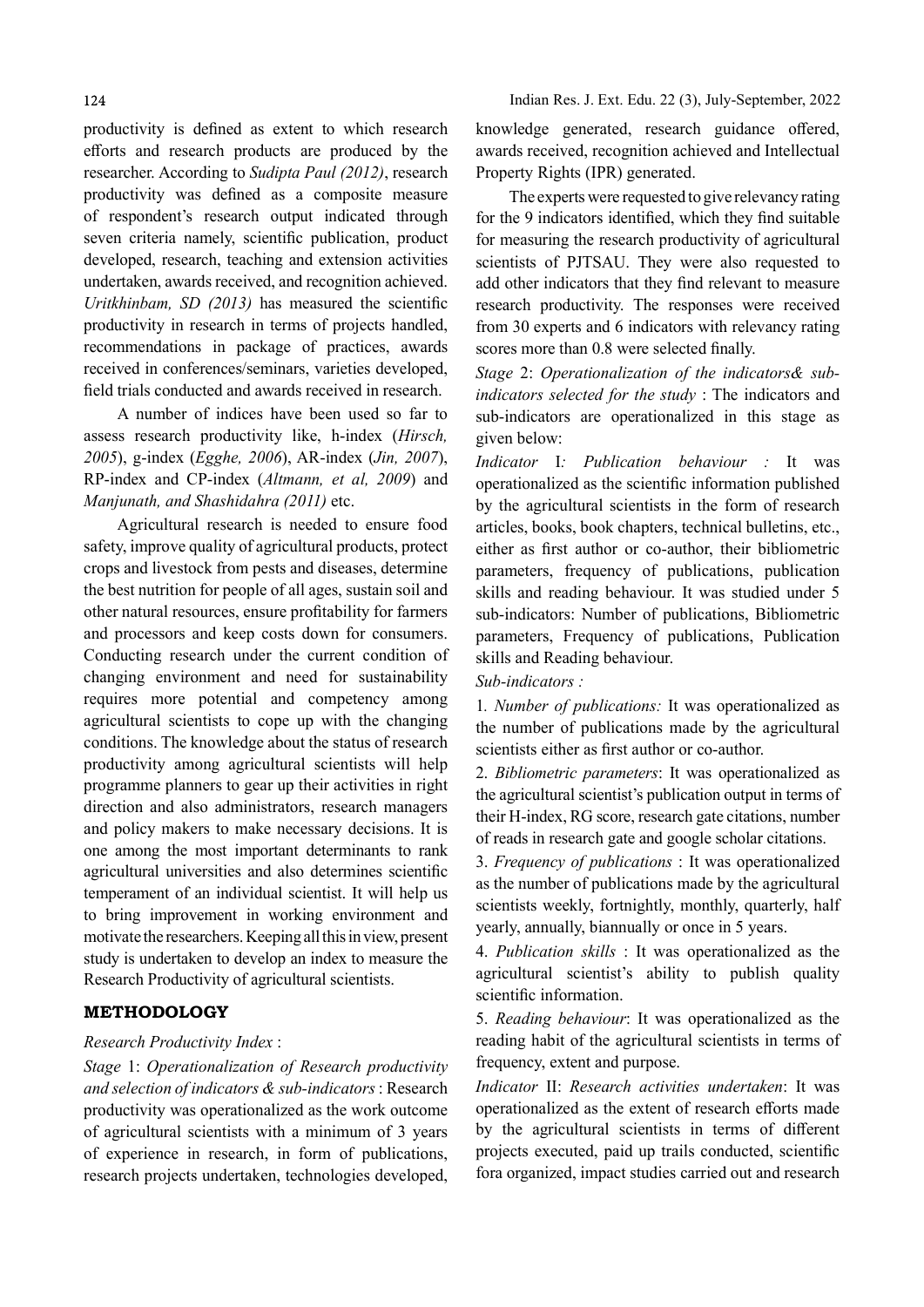productivity is defined as extent to which research efforts and research products are produced by the researcher. According to *Sudipta Paul (2012)*, research productivity was defined as a composite measure of respondent's research output indicated through seven criteria namely, scientific publication, product developed, research, teaching and extension activities undertaken, awards received, and recognition achieved. *Uritkhinbam, SD (2013)* has measured the scientific productivity in research in terms of projects handled, recommendations in package of practices, awards received in conferences/seminars, varieties developed, field trials conducted and awards received in research.

A number of indices have been used so far to assess research productivity like, h-index (*Hirsch, 2005*), g-index (*Egghe, 2006*), AR-index (*Jin, 2007*), RP-index and CP-index (*Altmann, et al, 2009*) and *Manjunath, and Shashidahra (2011)* etc.

Agricultural research is needed to ensure food safety, improve quality of agricultural products, protect crops and livestock from pests and diseases, determine the best nutrition for people of all ages, sustain soil and other natural resources, ensure profitability for farmers and processors and keep costs down for consumers. Conducting research under the current condition of changing environment and need for sustainability requires more potential and competency among agricultural scientists to cope up with the changing conditions. The knowledge about the status of research productivity among agricultural scientists will help programme planners to gear up their activities in right direction and also administrators, research managers and policy makers to make necessary decisions. It is one among the most important determinants to rank agricultural universities and also determines scientific temperament of an individual scientist. It will help us to bring improvement in working environment and motivate the researchers. Keeping all this in view, present study is undertaken to develop an index to measure the Research Productivity of agricultural scientists.

## METHODOLOGY

*Research Productivity Index* :

*Stage* 1: *Operationalization of Research productivity and selection of indicators & sub-indicators* : Research productivity was operationalized as the work outcome of agricultural scientists with a minimum of 3 years of experience in research, in form of publications, research projects undertaken, technologies developed, knowledge generated, research guidance offered, awards received, recognition achieved and Intellectual Property Rights (IPR) generated.

The experts were requested to give relevancy rating for the 9 indicators identified, which they find suitable for measuring the research productivity of agricultural scientists of PJTSAU. They were also requested to add other indicators that they find relevant to measure research productivity. The responses were received from 30 experts and 6 indicators with relevancy rating scores more than 0.8 were selected finally.

*Stage* 2: *Operationalization of the indicators& sub-indicators selected for the study* : The indicators and sub-indicators are operationalized in this stage as given below:

*Indicator* I*: Publication behaviour :* It was operationalized as the scientific information published by the agricultural scientists in the form of research articles, books, book chapters, technical bulletins, etc., either as first author or co-author, their bibliometric parameters, frequency of publications, publication skills and reading behaviour. It was studied under 5 sub-indicators: Number of publications, Bibliometric parameters, Frequency of publications, Publication skills and Reading behaviour.

*Sub-indicators :*

1. *Number of publications:* It was operationalized as the number of publications made by the agricultural scientists either as first author or co-author.

2. *Bibliometric parameters*: It was operationalized as the agricultural scientist's publication output in terms of their H-index, RG score, research gate citations, number of reads in research gate and google scholar citations.

3. *Frequency of publications* : It was operationalized as the number of publications made by the agricultural scientists weekly, fortnightly, monthly, quarterly, half yearly, annually, biannually or once in 5 years.

4. *Publication skills* : It was operationalized as the agricultural scientist's ability to publish quality scientific information.

5. *Reading behaviour*: It was operationalized as the reading habit of the agricultural scientists in terms of frequency, extent and purpose.

*Indicator* II: *Research activities undertaken*: It was operationalized as the extent of research efforts made by the agricultural scientists in terms of different projects executed, paid up trails conducted, scientific fora organized, impact studies carried out and research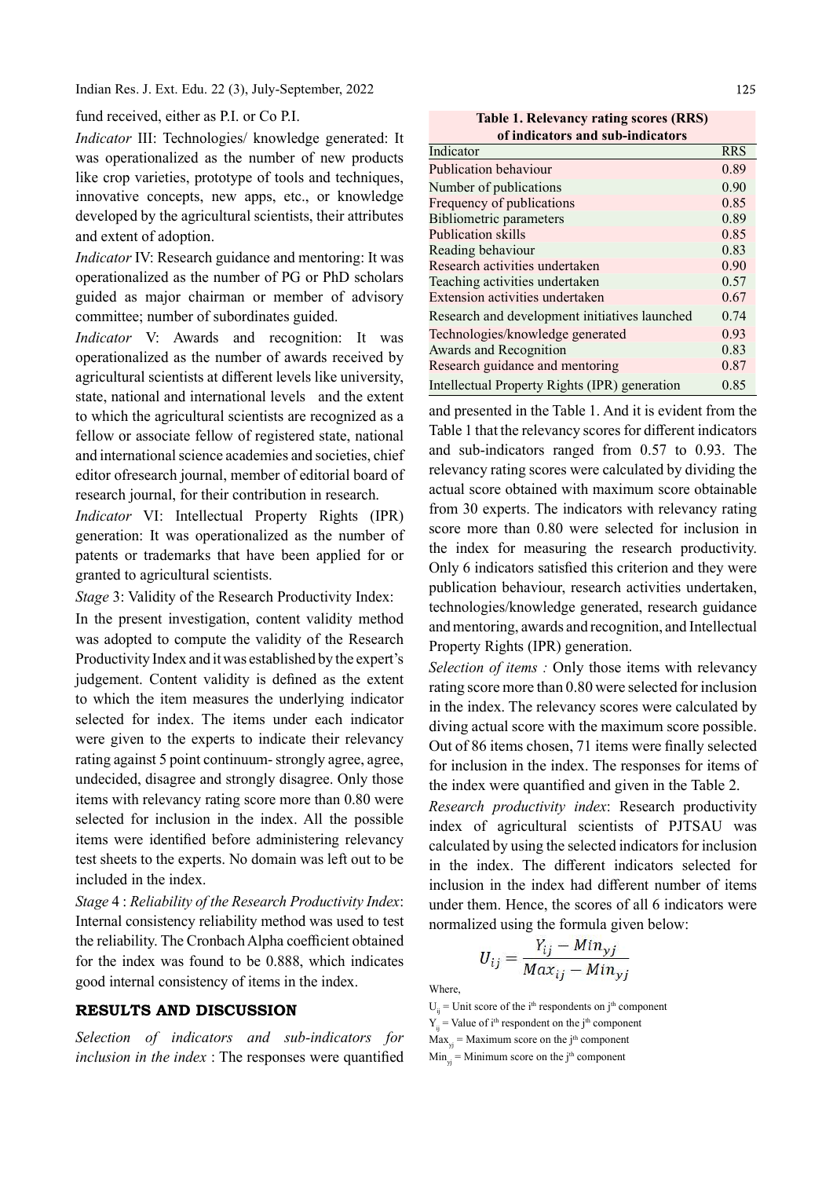fund received, either as P.I. or Co P.I.

*Indicator* III: Technologies/ knowledge generated: It was operationalized as the number of new products like crop varieties, prototype of tools and techniques, innovative concepts, new apps, etc., or knowledge developed by the agricultural scientists, their attributes and extent of adoption.

*Indicator* IV: Research guidance and mentoring: It was operationalized as the number of PG or PhD scholars guided as major chairman or member of advisory committee; number of subordinates guided.

*Indicator* V: Awards and recognition: It was operationalized as the number of awards received by agricultural scientists at different levels like university, state, national and international levels and the extent to which the agricultural scientists are recognized as a fellow or associate fellow of registered state, national and international science academies and societies, chief editor ofresearch journal, member of editorial board of research journal, for their contribution in research.

*Indicator* VI: Intellectual Property Rights (IPR) generation: It was operationalized as the number of patents or trademarks that have been applied for or granted to agricultural scientists.

*Stage* 3: Validity of the Research Productivity Index:

In the present investigation, content validity method was adopted to compute the validity of the Research Productivity Index and it was established by the expert's judgement. Content validity is defined as the extent to which the item measures the underlying indicator selected for index. The items under each indicator were given to the experts to indicate their relevancy rating against 5 point continuum- strongly agree, agree, undecided, disagree and strongly disagree. Only those items with relevancy rating score more than 0.80 were selected for inclusion in the index. All the possible items were identified before administering relevancy test sheets to the experts. No domain was left out to be included in the index.

*Stage* 4 : *Reliability of the Research Productivity Index*: Internal consistency reliability method was used to test the reliability. The Cronbach Alpha coefficient obtained for the index was found to be 0.888, which indicates good internal consistency of items in the index.

## RESULTS AND DISCUSSION

*Selection of indicators and sub-indicators for inclusion in the index* : The responses were quantified and presented in the Table 1. And it is evident from the Table 1 that the relevancy scores for different indicators and sub-indicators ranged from 0.57 to 0.93. The relevancy rating scores were calculated by dividing the actual score obtained with maximum score obtainable from 30 experts. The indicators with relevancy rating score more than 0.80 were selected for inclusion in the index for measuring the research productivity. Only 6 indicators satisfied this criterion and they were publication behaviour, research activities undertaken, technologies/knowledge generated, research guidance and mentoring, awards and recognition, and Intellectual Property Rights (IPR) generation.

**Table 1. Relevancy rating scores (RRS) of indicators and sub-indicators**

| Indicator | RRS |
|---|---|
| Publication behaviour | 0.89 |
| Number of publications | 0.90 |
| Frequency of publications | 0.85 |
| Bibliometric parameters | 0.89 |
| Publication skills | 0.85 |
| Reading behaviour | 0.83 |
| Research activities undertaken | 0.90 |
| Teaching activities undertaken | 0.57 |
| Extension activities undertaken | 0.67 |
| Research and development initiatives launched | 0.74 |
| Technologies/knowledge generated | 0.93 |
| Awards and Recognition | 0.83 |
| Research guidance and mentoring | 0.87 |
| Intellectual Property Rights (IPR) generation | 0.85 |

*Selection of items :* Only those items with relevancy rating score more than 0.80 were selected for inclusion in the index. The relevancy scores were calculated by diving actual score with the maximum score possible. Out of 86 items chosen, 71 items were finally selected for inclusion in the index. The responses for items of the index were quantified and given in the Table 2.

*Research productivity index*: Research productivity index of agricultural scientists of PJTSAU was calculated by using the selected indicators for inclusion in the index. The different indicators selected for inclusion in the index had different number of items under them. Hence, the scores of all 6 indicators were normalized using the formula given below:

$$U_{ij} = \frac{Y_{ij} - Min_{yj}}{Max_{ij} - Min_{yj}}$$

Where,

$U_{ij}$ = Unit score of the i[th] respondents on j[th] component

$Y_{ij}$ = Value of i[th] respondent on the j[th] component

$Max_{yj}$ = Maximum score on the j[th] component

$Min_{yj}$ = Minimum score on the j[th] component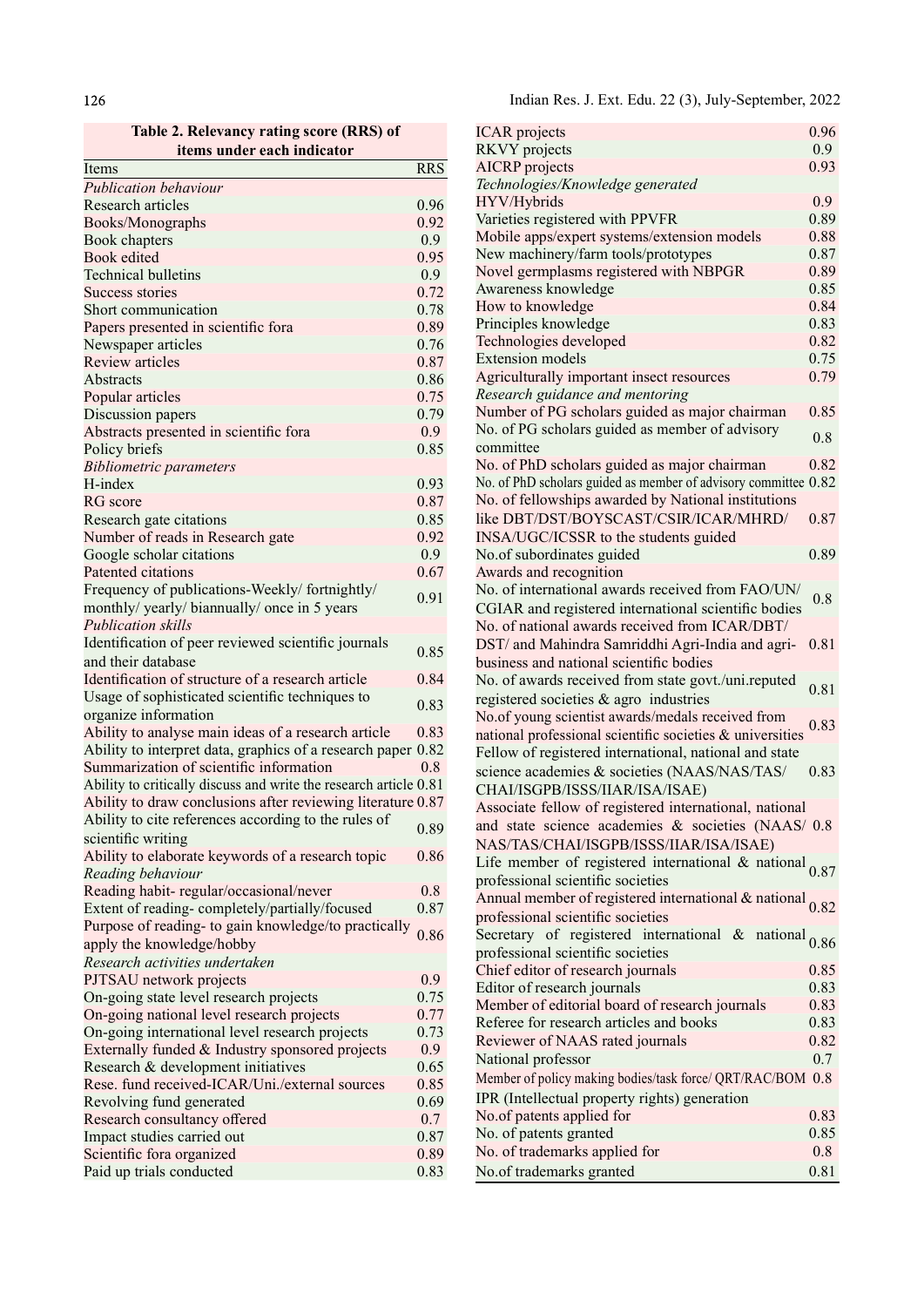**Table 2. Relevancy rating score (RRS) of items under each indicator**

| Items | RRS |
|---|---|
| *Publication behaviour* | |
| Research articles | 0.96 |
| Books/Monographs | 0.92 |
| Book chapters | 0.9 |
| Book edited | 0.95 |
| Technical bulletins | 0.9 |
| Success stories | 0.72 |
| Short communication | 0.78 |
| Papers presented in scientific fora | 0.89 |
| Newspaper articles | 0.76 |
| Review articles | 0.87 |
| Abstracts | 0.86 |
| Popular articles | 0.75 |
| Discussion papers | 0.79 |
| Abstracts presented in scientific fora | 0.9 |
| Policy briefs | 0.85 |
| *Bibliometric parameters* | |
| H-index | 0.93 |
| RG score | 0.87 |
| Research gate citations | 0.85 |
| Number of reads in Research gate | 0.92 |
| Google scholar citations | 0.9 |
| Patented citations | 0.67 |
| Frequency of publications-Weekly/ fortnightly/ monthly/ yearly/ biannually/ once in 5 years | 0.91 |
| *Publication skills* | |
| Identification of peer reviewed scientific journals and their database | 0.85 |
| Identification of structure of a research article | 0.84 |
| Usage of sophisticated scientific techniques to organize information | 0.83 |
| Ability to analyse main ideas of a research article | 0.83 |
| Ability to interpret data, graphics of a research paper | 0.82 |
| Summarization of scientific information | 0.8 |
| Ability to critically discuss and write the research article | 0.81 |
| Ability to draw conclusions after reviewing literature | 0.87 |
| Ability to cite references according to the rules of scientific writing | 0.89 |
| Ability to elaborate keywords of a research topic | 0.86 |
| *Reading behaviour* | |
| Reading habit- regular/occasional/never | 0.8 |
| Extent of reading- completely/partially/focused | 0.87 |
| Purpose of reading- to gain knowledge/to practically apply the knowledge/hobby | 0.86 |
| *Research activities undertaken* | |
| PJTSAU network projects | 0.9 |
| On-going state level research projects | 0.75 |
| On-going national level research projects | 0.77 |
| On-going international level research projects | 0.73 |
| Externally funded & Industry sponsored projects | 0.9 |
| Research & development initiatives | 0.65 |
| Rese. fund received-ICAR/Uni./external sources | 0.85 |
| Revolving fund generated | 0.69 |
| Research consultancy offered | 0.7 |
| Impact studies carried out | 0.87 |
| Scientific fora organized | 0.89 |
| Paid up trials conducted | 0.83 |
| ICAR projects | 0.96 |
| RKVY projects | 0.9 |
| AICRP projects | 0.93 |
| *Technologies/Knowledge generated* | |
| HYV/Hybrids | 0.9 |
| Varieties registered with PPVFR | 0.89 |
| Mobile apps/expert systems/extension models | 0.88 |
| New machinery/farm tools/prototypes | 0.87 |
| Novel germplasms registered with NBPGR | 0.89 |
| Awareness knowledge | 0.85 |
| How to knowledge | 0.84 |
| Principles knowledge | 0.83 |
| Technologies developed | 0.82 |
| Extension models | 0.75 |
| Agriculturally important insect resources | 0.79 |
| *Research guidance and mentoring* | |
| Number of PG scholars guided as major chairman | 0.85 |
| No. of PG scholars guided as member of advisory committee | 0.8 |
| No. of PhD scholars guided as major chairman | 0.82 |
| No. of PhD scholars guided as member of advisory committee | 0.82 |
| No. of fellowships awarded by National institutions like DBT/DST/BOYSCAST/CSIR/ICAR/MHRD/ INSA/UGC/ICSSR to the students guided | 0.87 |
| No.of subordinates guided | 0.89 |
| *Awards and recognition* | |
| No. of international awards received from FAO/UN/ CGIAR and registered international scientific bodies | 0.8 |
| No. of national awards received from ICAR/DBT/ DST/ and Mahindra Samriddhi Agri-India and agri-business and national scientific bodies | 0.81 |
| No. of awards received from state govt./uni.reputed registered societies & agro industries | 0.81 |
| No.of young scientist awards/medals received from national professional scientific societies & universities | 0.83 |
| Fellow of registered international, national and state science academies & societies (NAAS/NAS/TAS/ CHAI/ISGPB/ISSS/IIAR/ISA/ISAE) | 0.83 |
| Associate fellow of registered international, national and state science academies & societies (NAAS/ NAS/TAS/CHAI/ISGPB/ISSS/IIAR/ISA/ISAE) | 0.8 |
| Life member of registered international & national professional scientific societies | 0.87 |
| Annual member of registered international & national professional scientific societies | 0.82 |
| Secretary of registered international & national professional scientific societies | 0.86 |
| Chief editor of research journals | 0.85 |
| Editor of research journals | 0.83 |
| Member of editorial board of research journals | 0.83 |
| Referee for research articles and books | 0.83 |
| Reviewer of NAAS rated journals | 0.82 |
| National professor | 0.7 |
| Member of policy making bodies/task force/ QRT/RAC/BOM | 0.8 |
| *IPR (Intellectual property rights) generation* | |
| No.of patents applied for | 0.83 |
| No. of patents granted | 0.85 |
| No. of trademarks applied for | 0.8 |
| No.of trademarks granted | 0.81 |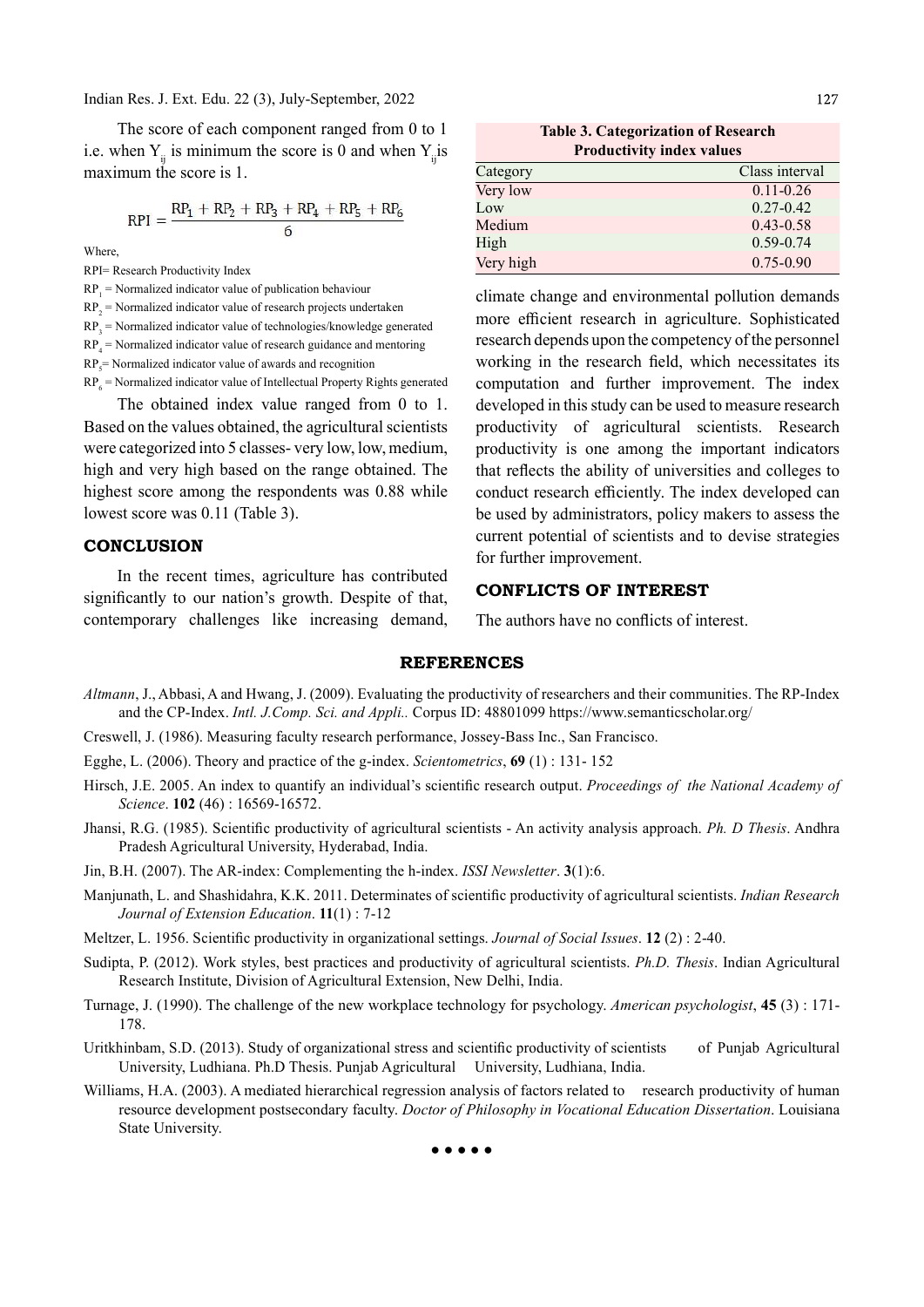The score of each component ranged from 0 to 1 i.e. when $Y_{ij}$ is minimum the score is 0 and when $Y_{ij}$ is maximum the score is 1.

$$RPI = \frac{RP_1 + RP_2 + RP_3 + RP_4 + RP_5 + RP_6}{6}$$

Where,

RPI= Research Productivity Index

$RP_1$ = Normalized indicator value of publication behaviour

$RP_2$ = Normalized indicator value of research projects undertaken

$RP_3$ = Normalized indicator value of technologies/knowledge generated

$RP_4$ = Normalized indicator value of research guidance and mentoring

$RP_5$= Normalized indicator value of awards and recognition

$RP_6$ = Normalized indicator value of Intellectual Property Rights generated

The obtained index value ranged from 0 to 1. Based on the values obtained, the agricultural scientists were categorized into 5 classes- very low, low, medium, high and very high based on the range obtained. The highest score among the respondents was 0.88 while lowest score was 0.11 (Table 3).

**Table 3. Categorization of Research Productivity index values**

| Category | Class interval |
|---|---|
| Very low | 0.11-0.26 |
| Low | 0.27-0.42 |
| Medium | 0.43-0.58 |
| High | 0.59-0.74 |
| Very high | 0.75-0.90 |

## CONCLUSION

In the recent times, agriculture has contributed significantly to our nation's growth. Despite of that, contemporary challenges like increasing demand, climate change and environmental pollution demands more efficient research in agriculture. Sophisticated research depends upon the competency of the personnel working in the research field, which necessitates its computation and further improvement. The index developed in this study can be used to measure research productivity of agricultural scientists. Research productivity is one among the important indicators that reflects the ability of universities and colleges to conduct research efficiently. The index developed can be used by administrators, policy makers to assess the current potential of scientists and to devise strategies for further improvement.

## CONFLICTS OF INTEREST

The authors have no conflicts of interest.

## REFERENCES

*Altmann*, J., Abbasi, A and Hwang, J. (2009). Evaluating the productivity of researchers and their communities. The RP-Index and the CP-Index. *Intl. J.Comp. Sci. and Appli..* Corpus ID: 48801099 https://www.semanticscholar.org/

Creswell, J. (1986). Measuring faculty research performance, Jossey-Bass Inc., San Francisco.

Egghe, L. (2006). Theory and practice of the g-index. *Scientometrics*, **69** (1) : 131- 152

Hirsch, J.E. 2005. An index to quantify an individual's scientific research output. *Proceedings of the National Academy of Science*. **102** (46) : 16569-16572.

Jhansi, R.G. (1985). Scientific productivity of agricultural scientists - An activity analysis approach. *Ph. D Thesis*. Andhra Pradesh Agricultural University, Hyderabad, India.

Jin, B.H. (2007). The AR-index: Complementing the h-index. *ISSI Newsletter*. **3**(1):6.

Manjunath, L. and Shashidahra, K.K. 2011. Determinates of scientific productivity of agricultural scientists. *Indian Research Journal of Extension Education*. **11**(1) : 7-12

Meltzer, L. 1956. Scientific productivity in organizational settings. *Journal of Social Issues*. **12** (2) : 2-40.

Sudipta, P. (2012). Work styles, best practices and productivity of agricultural scientists. *Ph.D. Thesis*. Indian Agricultural Research Institute, Division of Agricultural Extension, New Delhi, India.

Turnage, J. (1990). The challenge of the new workplace technology for psychology. *American psychologist*, **45** (3) : 171-178.

Uritkhinbam, S.D. (2013). Study of organizational stress and scientific productivity of scientists of Punjab Agricultural University, Ludhiana. Ph.D Thesis. Punjab Agricultural University, Ludhiana, India.

Williams, H.A. (2003). A mediated hierarchical regression analysis of factors related to research productivity of human resource development postsecondary faculty. *Doctor of Philosophy in Vocational Education Dissertation*. Louisiana State University.

• • • • •